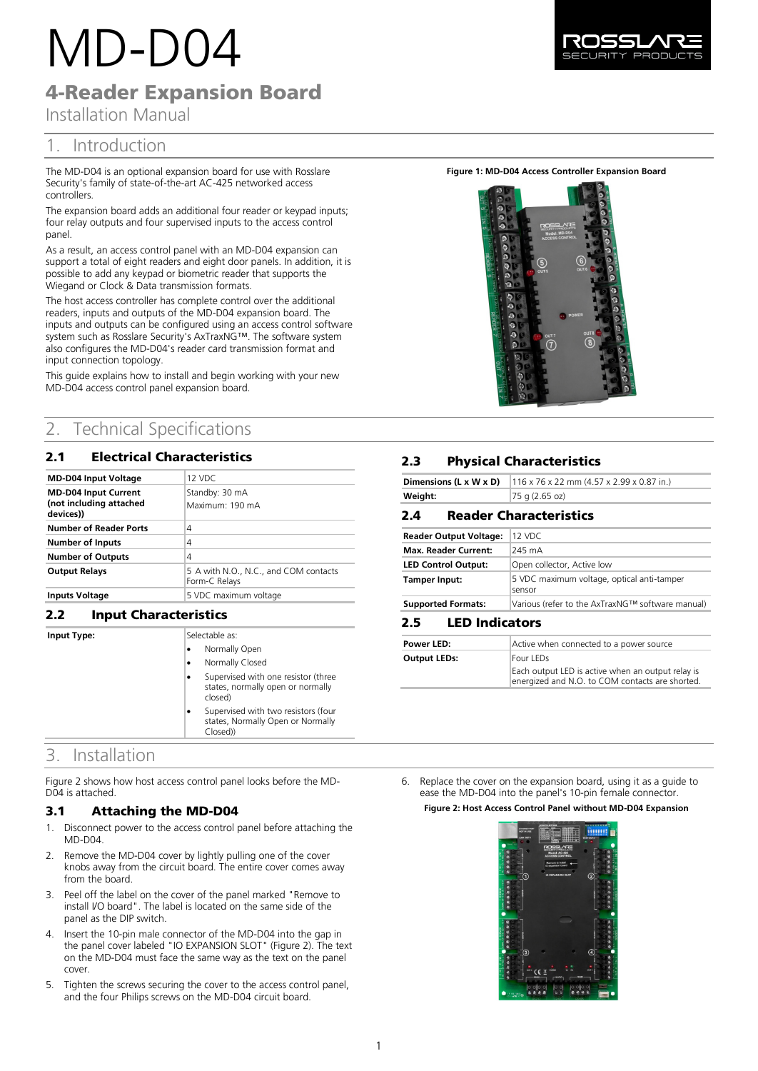# MD-D04

## 4-Reader Expansion Board

Installation Manual

# 1. Introduction

The MD-D04 is an optional expansion board for use with Rosslare Security's family of state-of-the-art AC-425 networked access controllers.

The expansion board adds an additional four reader or keypad inputs; four relay outputs and four supervised inputs to the access control panel.

As a result, an access control panel with an MD-D04 expansion can support a total of eight readers and eight door panels. In addition, it is possible to add any keypad or biometric reader that supports the Wiegand or Clock & Data transmission formats.

The host access controller has complete control over the additional readers, inputs and outputs of the MD-D04 expansion board. The inputs and outputs can be configured using an access control software system such as Rosslare Security's AxTraxNG™. The software system also configures the MD-D04's reader card transmission format and input connection topology.

This guide explains how to install and begin working with your new MD-D04 access control panel expansion board.

**Figure 1: MD-D04 Access Controller Expansion Board**

# 2. Technical Specifications

## 2.1 Electrical Characteristics

| | |
|---|---|
| **MD-D04 Input Voltage** | 12 VDC |
| **MD-D04 Input Current (not including attached devices))** | Standby: 30 mA<br>Maximum: 190 mA |
| **Number of Reader Ports** | 4 |
| **Number of Inputs** | 4 |
| **Number of Outputs** | 4 |
| **Output Relays** | 5 A with N.O., N.C., and COM contacts Form-C Relays |
| **Inputs Voltage** | 5 VDC maximum voltage |

## 2.2 Input Characteristics

| | |
|---|---|
| **Input Type:** | Selectable as:<br>• Normally Open<br>• Normally Closed<br>• Supervised with one resistor (three states, normally open or normally closed)<br>• Supervised with two resistors (four states, Normally Open or Normally Closed)) |

## 2.3 Physical Characteristics

| | |
|---|---|
| **Dimensions (L x W x D)** | 116 x 76 x 22 mm (4.57 x 2.99 x 0.87 in.) |
| **Weight:** | 75 g (2.65 oz) |

## 2.4 Reader Characteristics

| | |
|---|---|
| **Reader Output Voltage:** | 12 VDC |
| **Max. Reader Current:** | 245 mA |
| **LED Control Output:** | Open collector, Active low |
| **Tamper Input:** | 5 VDC maximum voltage, optical anti-tamper sensor |
| **Supported Formats:** | Various (refer to the AxTraxNG™ software manual) |

## 2.5 LED Indicators

| | |
|---|---|
| **Power LED:** | Active when connected to a power source |
| **Output LEDs:** | Four LEDs<br>Each output LED is active when an output relay is energized and N.O. to COM contacts are shorted. |

# 3. Installation

Figure 2 shows how host access control panel looks before the MD-D04 is attached.

## 3.1 Attaching the MD-D04

1. Disconnect power to the access control panel before attaching the MD-D04.
2. Remove the MD-D04 cover by lightly pulling one of the cover knobs away from the circuit board. The entire cover comes away from the board.
3. Peel off the label on the cover of the panel marked "Remove to install I/O board". The label is located on the same side of the panel as the DIP switch.
4. Insert the 10-pin male connector of the MD-D04 into the gap in the panel cover labeled "IO EXPANSION SLOT" (Figure 2). The text on the MD-D04 must face the same way as the text on the panel cover.
5. Tighten the screws securing the cover to the access control panel, and the four Philips screws on the MD-D04 circuit board.
6. Replace the cover on the expansion board, using it as a guide to ease the MD-D04 into the panel's 10-pin female connector.

**Figure 2: Host Access Control Panel without MD-D04 Expansion**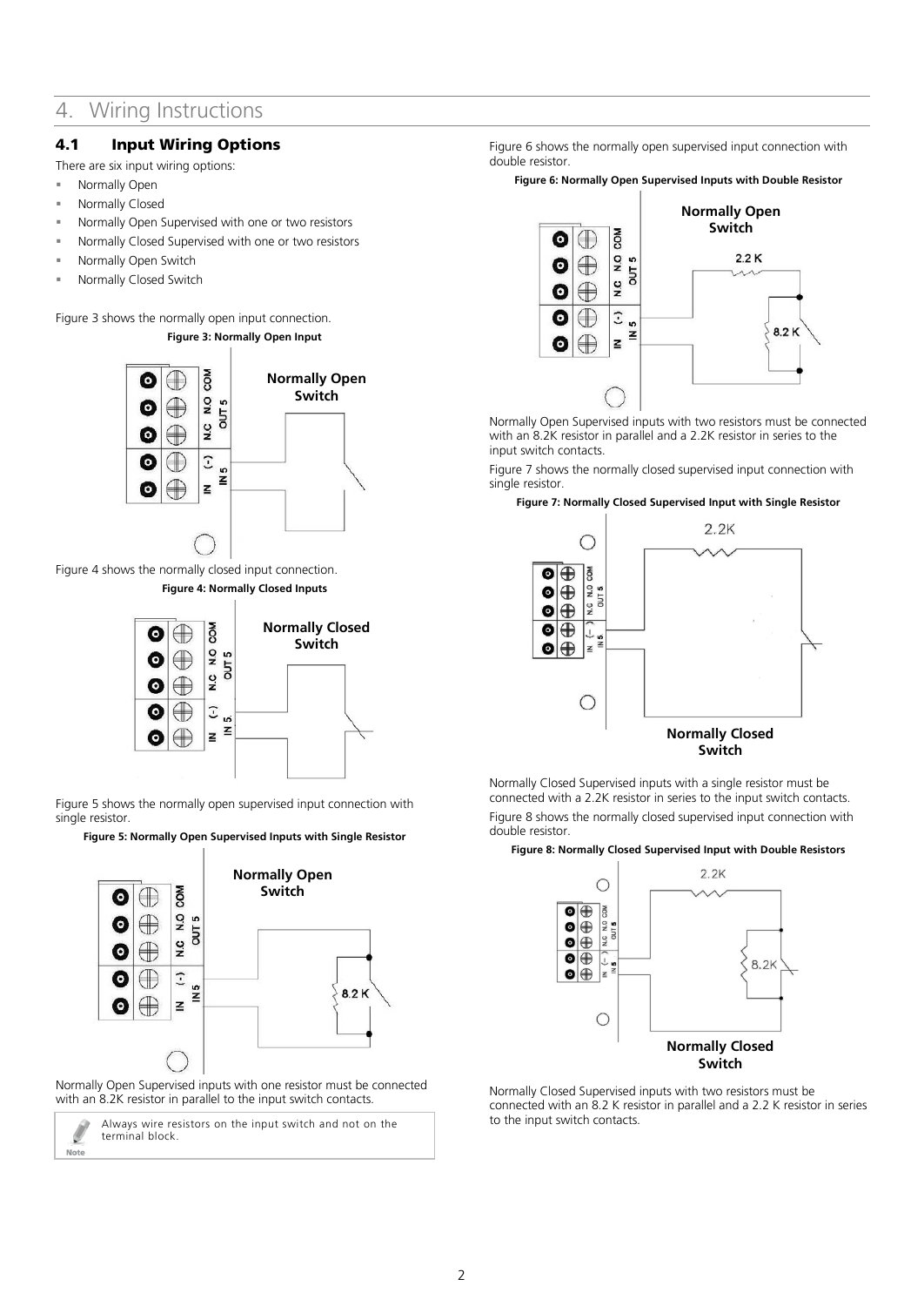# 4. Wiring Instructions

## 4.1 Input Wiring Options

There are six input wiring options:

- Normally Open
- Normally Closed
- Normally Open Supervised with one or two resistors
- Normally Closed Supervised with one or two resistors
- Normally Open Switch
- Normally Closed Switch

Figure 3 shows the normally open input connection.

**Figure 3: Normally Open Input**

Figure 4 shows the normally closed input connection.

**Figure 4: Normally Closed Inputs**

Figure 5 shows the normally open supervised input connection with single resistor.

**Figure 5: Normally Open Supervised Inputs with Single Resistor**

Normally Open Supervised inputs with one resistor must be connected with an 8.2K resistor in parallel to the input switch contacts.

> Note: Always wire resistors on the input switch and not on the terminal block.

Figure 6 shows the normally open supervised input connection with double resistor.

**Figure 6: Normally Open Supervised Inputs with Double Resistor**

Normally Open Supervised inputs with two resistors must be connected with an 8.2K resistor in parallel and a 2.2K resistor in series to the input switch contacts.

Figure 7 shows the normally closed supervised input connection with single resistor.

**Figure 7: Normally Closed Supervised Input with Single Resistor**

Normally Closed Supervised inputs with a single resistor must be connected with a 2.2K resistor in series to the input switch contacts.

Figure 8 shows the normally closed supervised input connection with double resistor.

**Figure 8: Normally Closed Supervised Input with Double Resistors**

Normally Closed Supervised inputs with two resistors must be connected with an 8.2 K resistor in parallel and a 2.2 K resistor in series to the input switch contacts.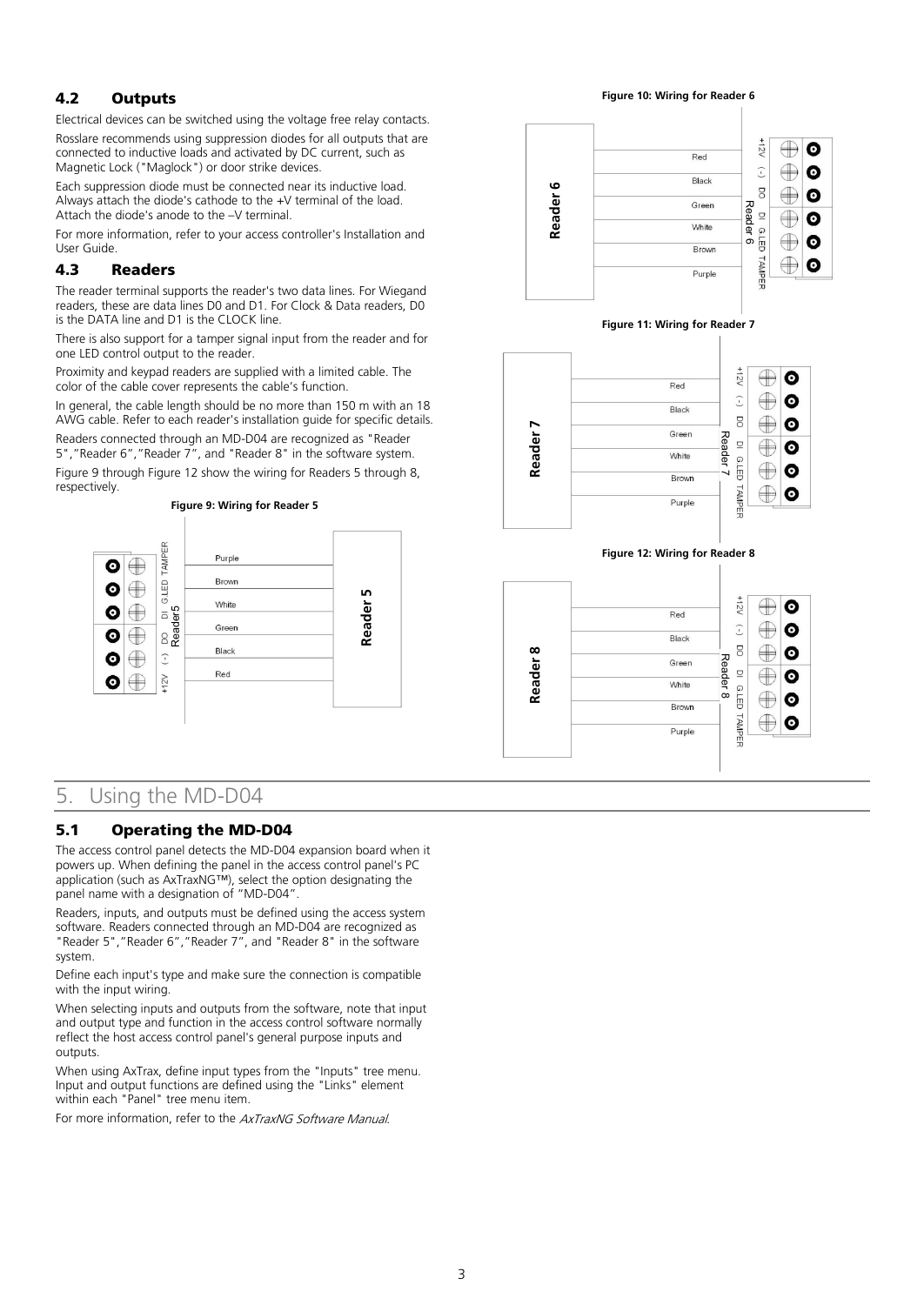## 4.2 Outputs

Electrical devices can be switched using the voltage free relay contacts.

Rosslare recommends using suppression diodes for all outputs that are connected to inductive loads and activated by DC current, such as Magnetic Lock ("Maglock") or door strike devices.

Each suppression diode must be connected near its inductive load. Always attach the diode's cathode to the +V terminal of the load. Attach the diode's anode to the –V terminal.

For more information, refer to your access controller's Installation and User Guide.

## 4.3 Readers

The reader terminal supports the reader's two data lines. For Wiegand readers, these are data lines D0 and D1. For Clock & Data readers, D0 is the DATA line and D1 is the CLOCK line.

There is also support for a tamper signal input from the reader and for one LED control output to the reader.

Proximity and keypad readers are supplied with a limited cable. The color of the cable cover represents the cable's function.

In general, the cable length should be no more than 150 m with an 18 AWG cable. Refer to each reader's installation guide for specific details.

Readers connected through an MD-D04 are recognized as "Reader 5","Reader 6","Reader 7", and "Reader 8" in the software system.

Figure 9 through Figure 12 show the wiring for Readers 5 through 8, respectively.

**Figure 9: Wiring for Reader 5**

**Figure 10: Wiring for Reader 6**

**Figure 11: Wiring for Reader 7**

**Figure 12: Wiring for Reader 8**

# 5. Using the MD-D04

## 5.1 Operating the MD-D04

The access control panel detects the MD-D04 expansion board when it powers up. When defining the panel in the access control panel's PC application (such as AxTraxNG™), select the option designating the panel name with a designation of "MD-D04".

Readers, inputs, and outputs must be defined using the access system software. Readers connected through an MD-D04 are recognized as "Reader 5","Reader 6","Reader 7", and "Reader 8" in the software system.

Define each input's type and make sure the connection is compatible with the input wiring.

When selecting inputs and outputs from the software, note that input and output type and function in the access control software normally reflect the host access control panel's general purpose inputs and outputs.

When using AxTrax, define input types from the "Inputs" tree menu. Input and output functions are defined using the "Links" element within each "Panel" tree menu item.

For more information, refer to the *AxTraxNG Software Manual*.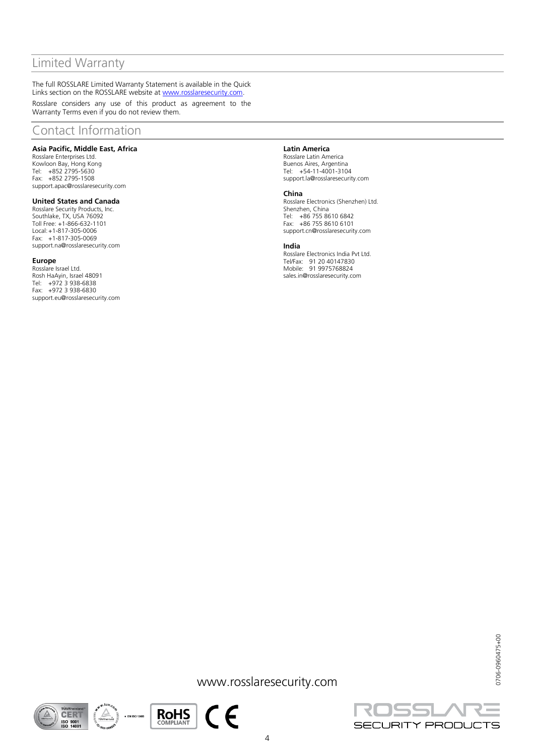## Limited Warranty

The full ROSSLARE Limited Warranty Statement is available in the Quick Links section on the ROSSLARE website at www.rosslaresecurity.com.

Rosslare considers any use of this product as agreement to the Warranty Terms even if you do not review them.

## Contact Information

**Asia Pacific, Middle East, Africa**
Rosslare Enterprises Ltd.
Kowloon Bay, Hong Kong
Tel: +852 2795-5630
Fax: +852 2795-1508
support.apac@rosslaresecurity.com

**United States and Canada**
Rosslare Security Products, Inc.
Southlake, TX, USA 76092
Toll Free: +1-866-632-1101
Local: +1-817-305-0006
Fax: +1-817-305-0069
support.na@rosslaresecurity.com

**Europe**
Rosslare Israel Ltd.
Rosh HaAyin, Israel 48091
Tel: +972 3 938-6838
Fax: +972 3 938-6830
support.eu@rosslaresecurity.com

**Latin America**
Rosslare Latin America
Buenos Aires, Argentina
Tel: +54-11-4001-3104
support.la@rosslaresecurity.com

**China**
Rosslare Electronics (Shenzhen) Ltd.
Shenzhen, China
Tel: +86 755 8610 6842
Fax: +86 755 8610 6101
support.cn@rosslaresecurity.com

**India**
Rosslare Electronics India Pvt Ltd.
Tel/Fax: 91 20 40147830
Mobile: 91 9975768824
sales.in@rosslaresecurity.com

0706-0960475+00

www.rosslaresecurity.com

TÜVRheinland CERT ISO 9001 ISO 14001

EN ISO 13485

RoHS COMPLIANT

CE

ROSSLARE SECURITY PRODUCTS